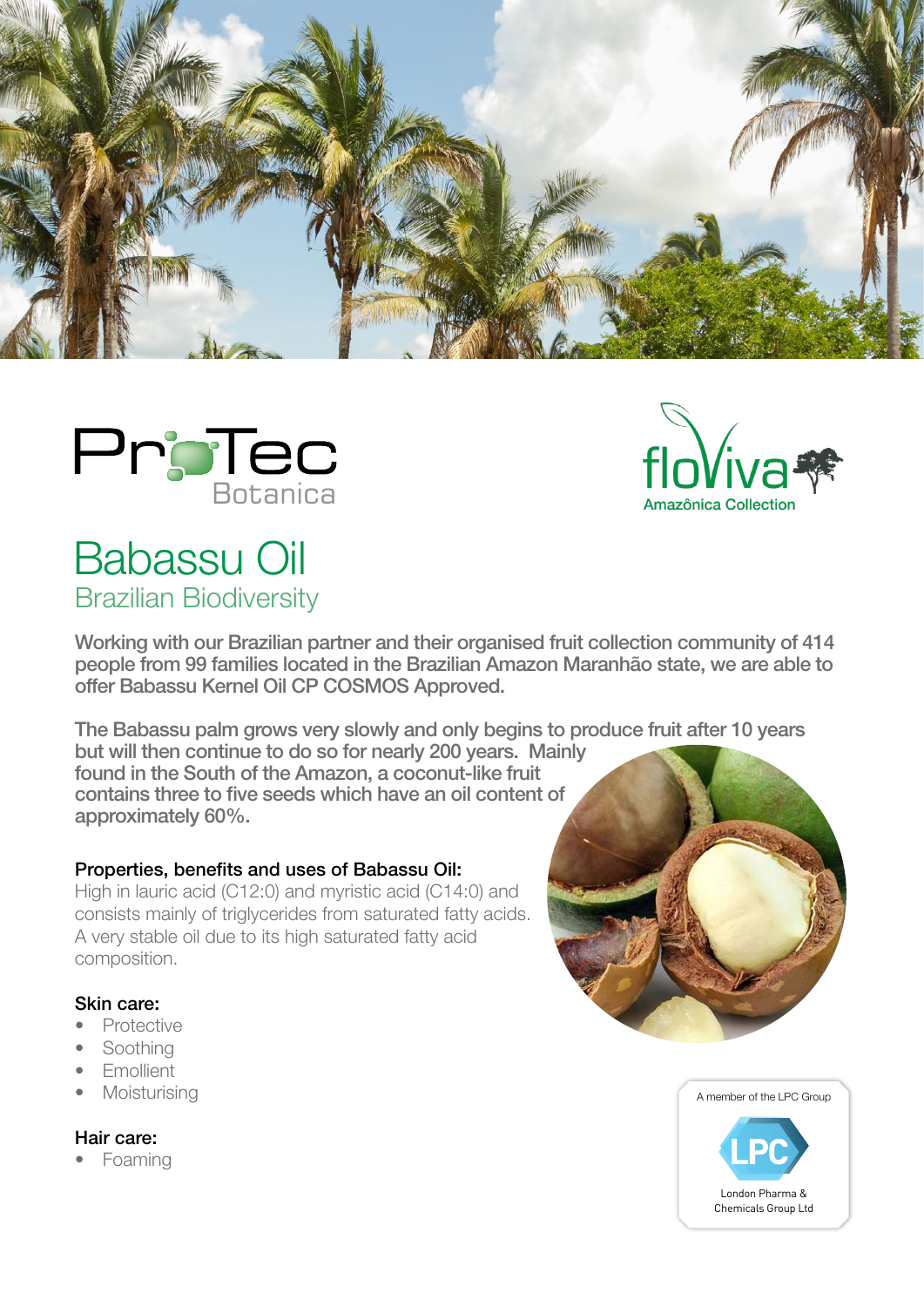ProTec Botanica

flo Viva Amazônica Collection

# Babassu Oil

## Brazilian Biodiversity

**Working with our Brazilian partner and their organised fruit collection community of 414 people from 99 families located in the Brazilian Amazon Maranhão state, we are able to offer Babassu Kernel Oil CP COSMOS Approved.**

**The Babassu palm grows very slowly and only begins to produce fruit after 10 years but will then continue to do so for nearly 200 years. Mainly found in the South of the Amazon, a coconut-like fruit contains three to five seeds which have an oil content of approximately 60%.**

### Properties, benefits and uses of Babassu Oil:

High in lauric acid (C12:0) and myristic acid (C14:0) and consists mainly of triglycerides from saturated fatty acids. A very stable oil due to its high saturated fatty acid composition.

### Skin care:

- Protective
- Soothing
- Emollient
- Moisturising

### Hair care:

- Foaming

A member of the LPC Group

LPC

London Pharma & Chemicals Group Ltd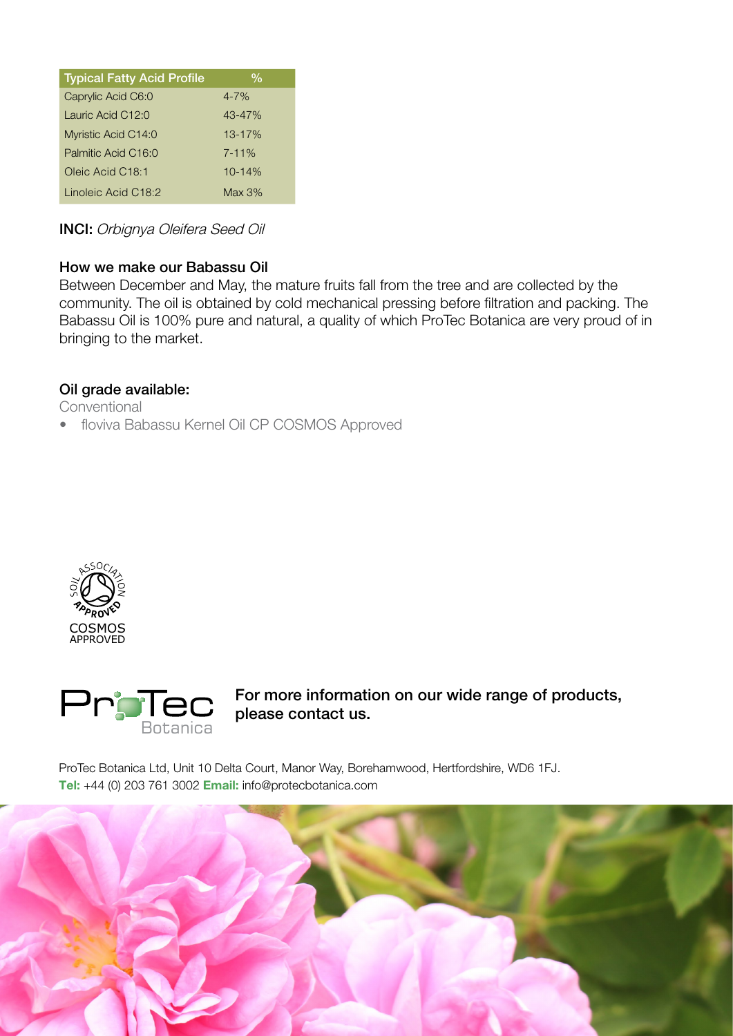| Typical Fatty Acid Profile | % |
|---|---|
| Caprylic Acid C6:0 | 4-7% |
| Lauric Acid C12:0 | 43-47% |
| Myristic Acid C14:0 | 13-17% |
| Palmitic Acid C16:0 | 7-11% |
| Oleic Acid C18:1 | 10-14% |
| Linoleic Acid C18:2 | Max 3% |

**INCI:** *Orbignya Oleifera Seed Oil*

### How we make our Babassu Oil

Between December and May, the mature fruits fall from the tree and are collected by the community. The oil is obtained by cold mechanical pressing before filtration and packing. The Babassu Oil is 100% pure and natural, a quality of which ProTec Botanica are very proud of in bringing to the market.

### Oil grade available:

Conventional

- floviva Babassu Kernel Oil CP COSMOS Approved

SOIL ASSOCIATION APPROVED
COSMOS APPROVED

ProTec Botanica

**For more information on our wide range of products, please contact us.**

ProTec Botanica Ltd, Unit 10 Delta Court, Manor Way, Borehamwood, Hertfordshire, WD6 1FJ.
**Tel:** +44 (0) 203 761 3002 **Email:** info@protecbotanica.com